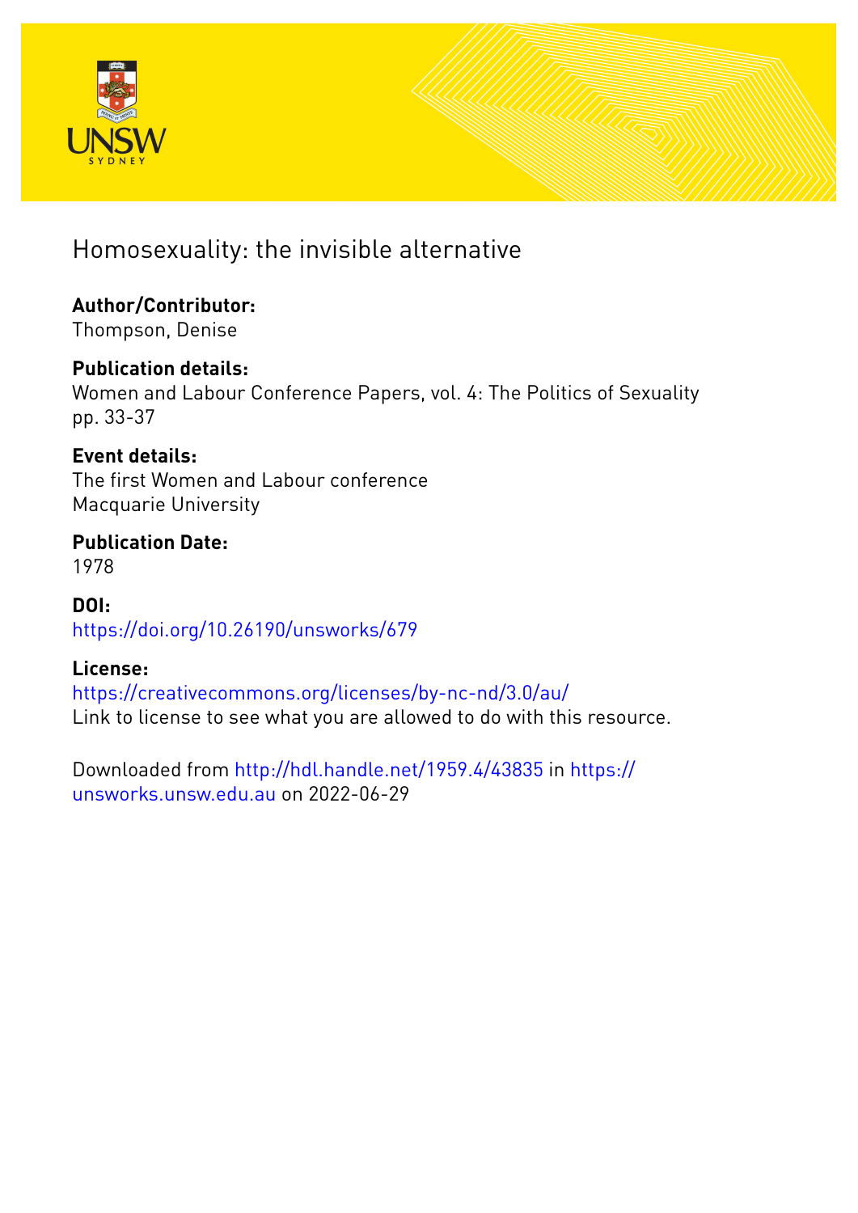# Homosexuality: the invisible alternative

**Author/Contributor:**
Thompson, Denise

**Publication details:**
Women and Labour Conference Papers, vol. 4: The Politics of Sexuality
pp. 33-37

**Event details:**
The first Women and Labour conference
Macquarie University

**Publication Date:**
1978

**DOI:**
https://doi.org/10.26190/unsworks/679

**License:**
https://creativecommons.org/licenses/by-nc-nd/3.0/au/
Link to license to see what you are allowed to do with this resource.

Downloaded from http://hdl.handle.net/1959.4/43835 in https://unsworks.unsw.edu.au on 2022-06-29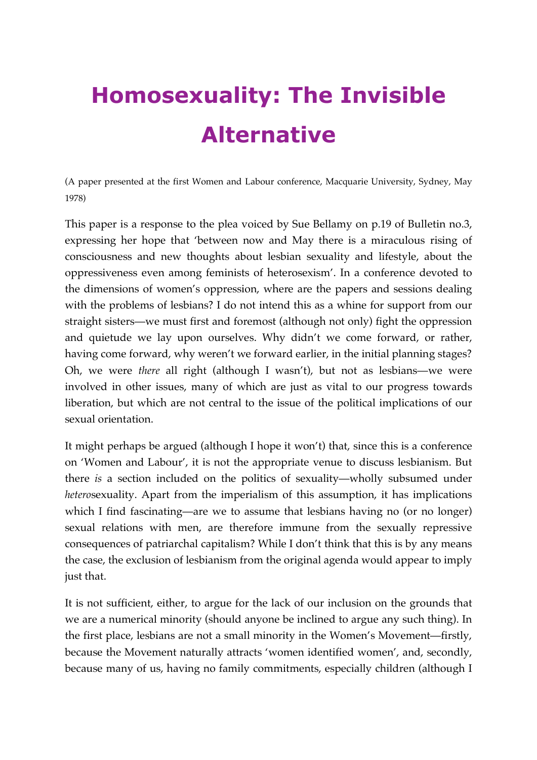# Homosexuality: The Invisible Alternative

(A paper presented at the first Women and Labour conference, Macquarie University, Sydney, May 1978)

This paper is a response to the plea voiced by Sue Bellamy on p.19 of Bulletin no.3, expressing her hope that 'between now and May there is a miraculous rising of consciousness and new thoughts about lesbian sexuality and lifestyle, about the oppressiveness even among feminists of heterosexism'. In a conference devoted to the dimensions of women's oppression, where are the papers and sessions dealing with the problems of lesbians? I do not intend this as a whine for support from our straight sisters—we must first and foremost (although not only) fight the oppression and quietude we lay upon ourselves. Why didn't we come forward, or rather, having come forward, why weren't we forward earlier, in the initial planning stages? Oh, we were *there* all right (although I wasn't), but not as lesbians—we were involved in other issues, many of which are just as vital to our progress towards liberation, but which are not central to the issue of the political implications of our sexual orientation.

It might perhaps be argued (although I hope it won't) that, since this is a conference on 'Women and Labour', it is not the appropriate venue to discuss lesbianism. But there *is* a section included on the politics of sexuality—wholly subsumed under *hetero*sexuality. Apart from the imperialism of this assumption, it has implications which I find fascinating—are we to assume that lesbians having no (or no longer) sexual relations with men, are therefore immune from the sexually repressive consequences of patriarchal capitalism? While I don't think that this is by any means the case, the exclusion of lesbianism from the original agenda would appear to imply just that.

It is not sufficient, either, to argue for the lack of our inclusion on the grounds that we are a numerical minority (should anyone be inclined to argue any such thing). In the first place, lesbians are not a small minority in the Women's Movement—firstly, because the Movement naturally attracts 'women identified women', and, secondly, because many of us, having no family commitments, especially children (although I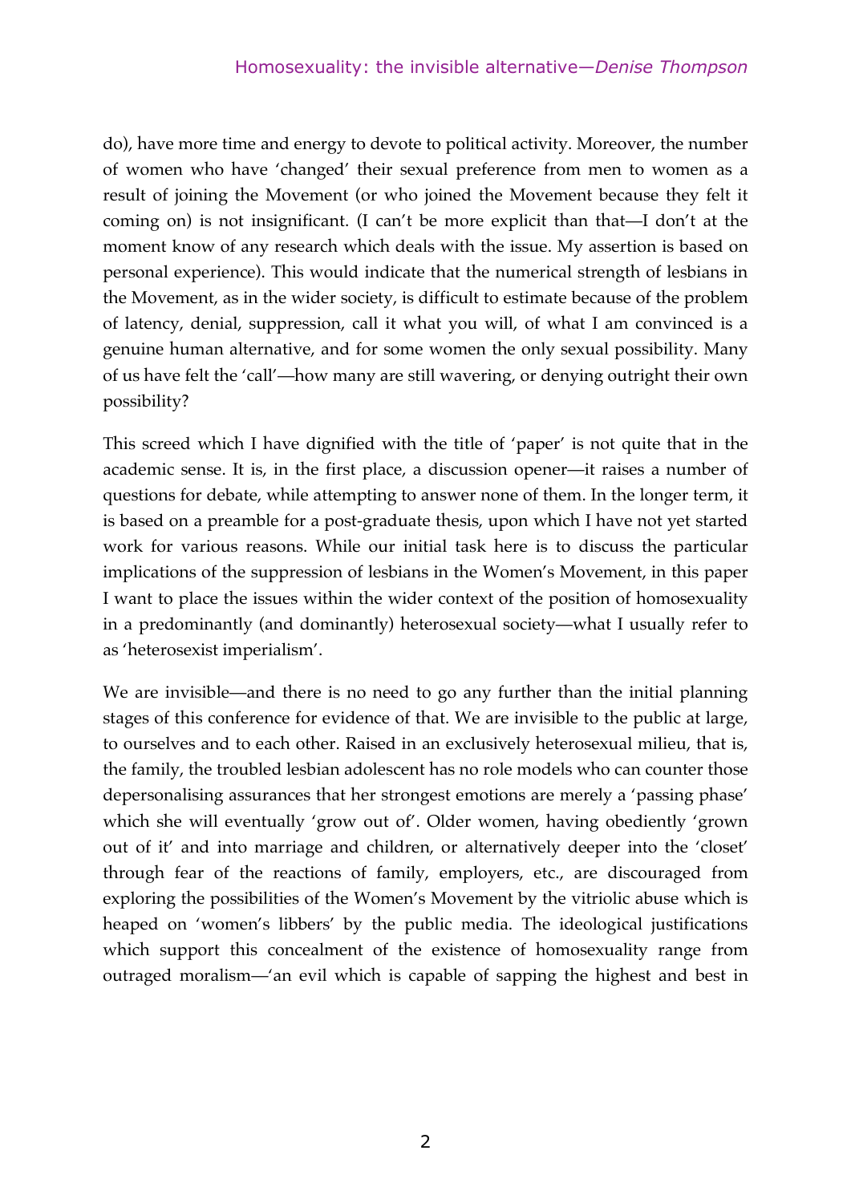do), have more time and energy to devote to political activity. Moreover, the number of women who have 'changed' their sexual preference from men to women as a result of joining the Movement (or who joined the Movement because they felt it coming on) is not insignificant. (I can't be more explicit than that—I don't at the moment know of any research which deals with the issue. My assertion is based on personal experience). This would indicate that the numerical strength of lesbians in the Movement, as in the wider society, is difficult to estimate because of the problem of latency, denial, suppression, call it what you will, of what I am convinced is a genuine human alternative, and for some women the only sexual possibility. Many of us have felt the 'call'—how many are still wavering, or denying outright their own possibility?

This screed which I have dignified with the title of 'paper' is not quite that in the academic sense. It is, in the first place, a discussion opener—it raises a number of questions for debate, while attempting to answer none of them. In the longer term, it is based on a preamble for a post-graduate thesis, upon which I have not yet started work for various reasons. While our initial task here is to discuss the particular implications of the suppression of lesbians in the Women's Movement, in this paper I want to place the issues within the wider context of the position of homosexuality in a predominantly (and dominantly) heterosexual society—what I usually refer to as 'heterosexist imperialism'.

We are invisible—and there is no need to go any further than the initial planning stages of this conference for evidence of that. We are invisible to the public at large, to ourselves and to each other. Raised in an exclusively heterosexual milieu, that is, the family, the troubled lesbian adolescent has no role models who can counter those depersonalising assurances that her strongest emotions are merely a 'passing phase' which she will eventually 'grow out of'. Older women, having obediently 'grown out of it' and into marriage and children, or alternatively deeper into the 'closet' through fear of the reactions of family, employers, etc., are discouraged from exploring the possibilities of the Women's Movement by the vitriolic abuse which is heaped on 'women's libbers' by the public media. The ideological justifications which support this concealment of the existence of homosexuality range from outraged moralism—'an evil which is capable of sapping the highest and best in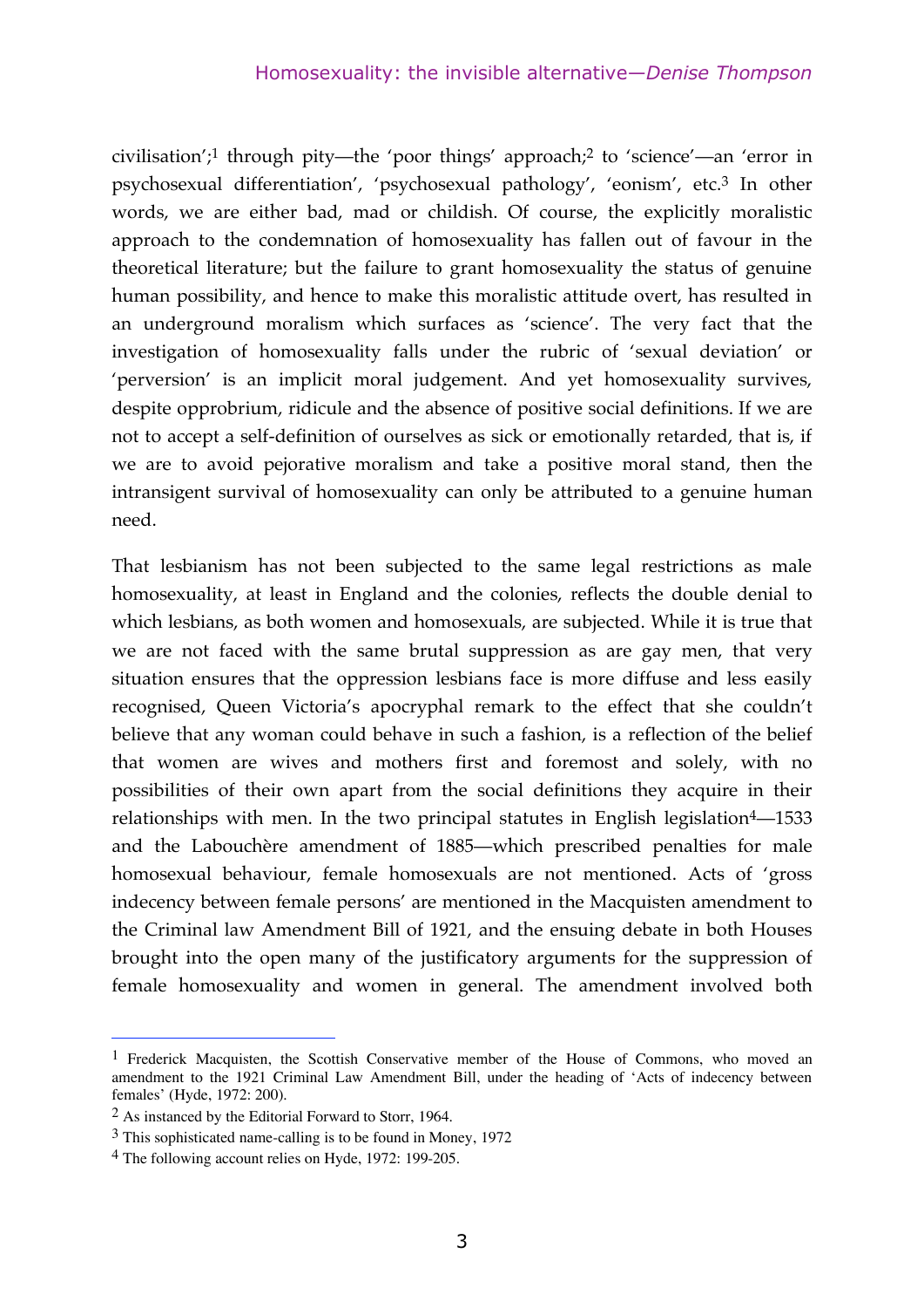civilisation';[1] through pity—the 'poor things' approach;[2] to 'science'—an 'error in psychosexual differentiation', 'psychosexual pathology', 'eonism', etc.[3] In other words, we are either bad, mad or childish. Of course, the explicitly moralistic approach to the condemnation of homosexuality has fallen out of favour in the theoretical literature; but the failure to grant homosexuality the status of genuine human possibility, and hence to make this moralistic attitude overt, has resulted in an underground moralism which surfaces as 'science'. The very fact that the investigation of homosexuality falls under the rubric of 'sexual deviation' or 'perversion' is an implicit moral judgement. And yet homosexuality survives, despite opprobrium, ridicule and the absence of positive social definitions. If we are not to accept a self-definition of ourselves as sick or emotionally retarded, that is, if we are to avoid pejorative moralism and take a positive moral stand, then the intransigent survival of homosexuality can only be attributed to a genuine human need.

That lesbianism has not been subjected to the same legal restrictions as male homosexuality, at least in England and the colonies, reflects the double denial to which lesbians, as both women and homosexuals, are subjected. While it is true that we are not faced with the same brutal suppression as are gay men, that very situation ensures that the oppression lesbians face is more diffuse and less easily recognised, Queen Victoria's apocryphal remark to the effect that she couldn't believe that any woman could behave in such a fashion, is a reflection of the belief that women are wives and mothers first and foremost and solely, with no possibilities of their own apart from the social definitions they acquire in their relationships with men. In the two principal statutes in English legislation[4]—1533 and the Labouchère amendment of 1885—which prescribed penalties for male homosexual behaviour, female homosexuals are not mentioned. Acts of 'gross indecency between female persons' are mentioned in the Macquisten amendment to the Criminal law Amendment Bill of 1921, and the ensuing debate in both Houses brought into the open many of the justificatory arguments for the suppression of female homosexuality and women in general. The amendment involved both

---

[1] Frederick Macquisten, the Scottish Conservative member of the House of Commons, who moved an amendment to the 1921 Criminal Law Amendment Bill, under the heading of 'Acts of indecency between females' (Hyde, 1972: 200).

[2] As instanced by the Editorial Forward to Storr, 1964.

[3] This sophisticated name-calling is to be found in Money, 1972

[4] The following account relies on Hyde, 1972: 199-205.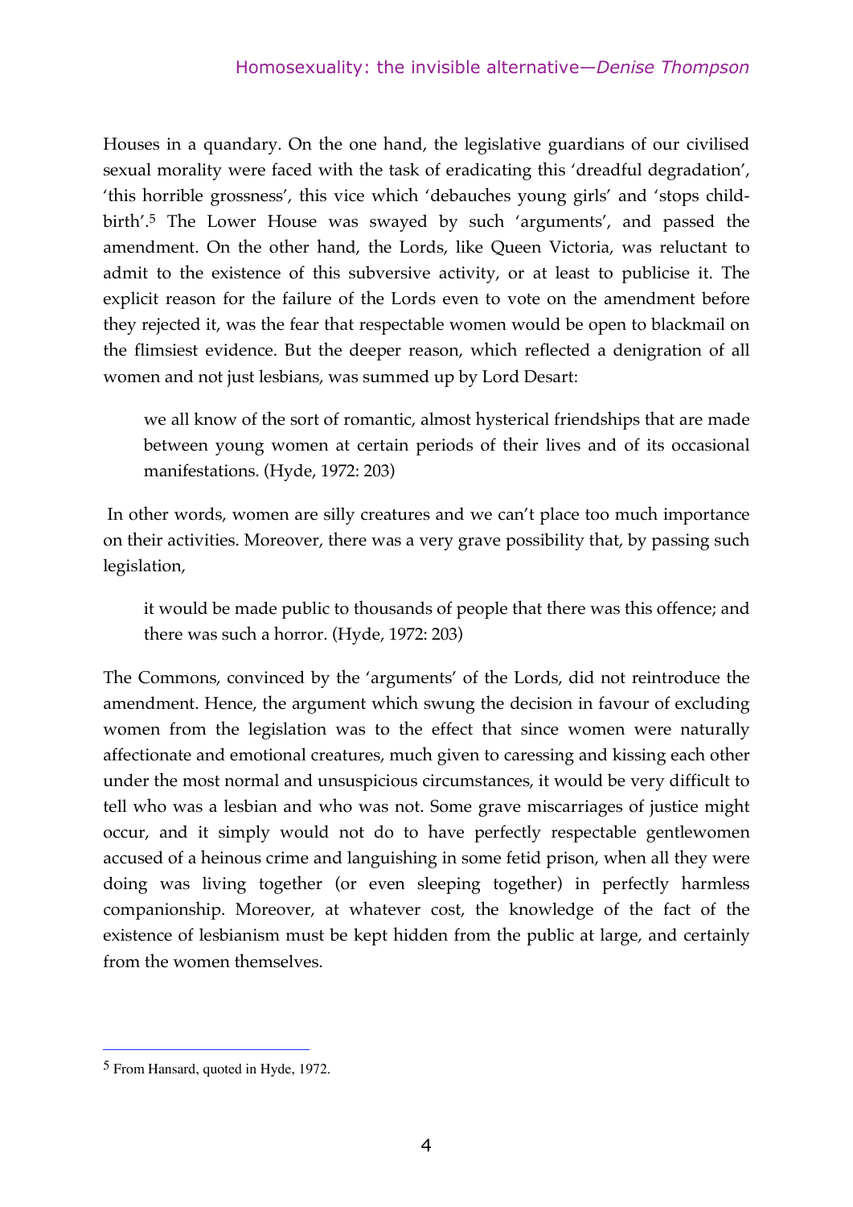Houses in a quandary. On the one hand, the legislative guardians of our civilised sexual morality were faced with the task of eradicating this 'dreadful degradation', 'this horrible grossness', this vice which 'debauches young girls' and 'stops child-birth'.[5] The Lower House was swayed by such 'arguments', and passed the amendment. On the other hand, the Lords, like Queen Victoria, was reluctant to admit to the existence of this subversive activity, or at least to publicise it. The explicit reason for the failure of the Lords even to vote on the amendment before they rejected it, was the fear that respectable women would be open to blackmail on the flimsiest evidence. But the deeper reason, which reflected a denigration of all women and not just lesbians, was summed up by Lord Desart:

> we all know of the sort of romantic, almost hysterical friendships that are made between young women at certain periods of their lives and of its occasional manifestations. (Hyde, 1972: 203)

In other words, women are silly creatures and we can't place too much importance on their activities. Moreover, there was a very grave possibility that, by passing such legislation,

> it would be made public to thousands of people that there was this offence; and there was such a horror. (Hyde, 1972: 203)

The Commons, convinced by the 'arguments' of the Lords, did not reintroduce the amendment. Hence, the argument which swung the decision in favour of excluding women from the legislation was to the effect that since women were naturally affectionate and emotional creatures, much given to caressing and kissing each other under the most normal and unsuspicious circumstances, it would be very difficult to tell who was a lesbian and who was not. Some grave miscarriages of justice might occur, and it simply would not do to have perfectly respectable gentlewomen accused of a heinous crime and languishing in some fetid prison, when all they were doing was living together (or even sleeping together) in perfectly harmless companionship. Moreover, at whatever cost, the knowledge of the fact of the existence of lesbianism must be kept hidden from the public at large, and certainly from the women themselves.

---

[5] From Hansard, quoted in Hyde, 1972.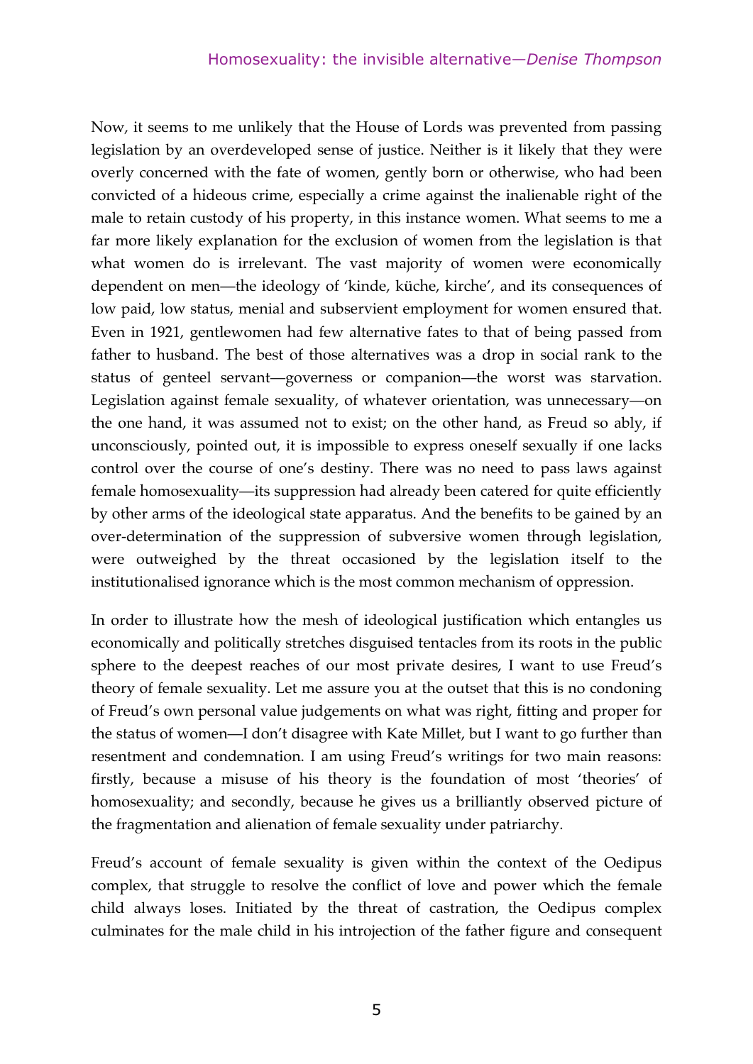Now, it seems to me unlikely that the House of Lords was prevented from passing legislation by an overdeveloped sense of justice. Neither is it likely that they were overly concerned with the fate of women, gently born or otherwise, who had been convicted of a hideous crime, especially a crime against the inalienable right of the male to retain custody of his property, in this instance women. What seems to me a far more likely explanation for the exclusion of women from the legislation is that what women do is irrelevant. The vast majority of women were economically dependent on men—the ideology of 'kinde, küche, kirche', and its consequences of low paid, low status, menial and subservient employment for women ensured that. Even in 1921, gentlewomen had few alternative fates to that of being passed from father to husband. The best of those alternatives was a drop in social rank to the status of genteel servant—governess or companion—the worst was starvation. Legislation against female sexuality, of whatever orientation, was unnecessary—on the one hand, it was assumed not to exist; on the other hand, as Freud so ably, if unconsciously, pointed out, it is impossible to express oneself sexually if one lacks control over the course of one's destiny. There was no need to pass laws against female homosexuality—its suppression had already been catered for quite efficiently by other arms of the ideological state apparatus. And the benefits to be gained by an over-determination of the suppression of subversive women through legislation, were outweighed by the threat occasioned by the legislation itself to the institutionalised ignorance which is the most common mechanism of oppression.

In order to illustrate how the mesh of ideological justification which entangles us economically and politically stretches disguised tentacles from its roots in the public sphere to the deepest reaches of our most private desires, I want to use Freud's theory of female sexuality. Let me assure you at the outset that this is no condoning of Freud's own personal value judgements on what was right, fitting and proper for the status of women—I don't disagree with Kate Millet, but I want to go further than resentment and condemnation. I am using Freud's writings for two main reasons: firstly, because a misuse of his theory is the foundation of most 'theories' of homosexuality; and secondly, because he gives us a brilliantly observed picture of the fragmentation and alienation of female sexuality under patriarchy.

Freud's account of female sexuality is given within the context of the Oedipus complex, that struggle to resolve the conflict of love and power which the female child always loses. Initiated by the threat of castration, the Oedipus complex culminates for the male child in his introjection of the father figure and consequent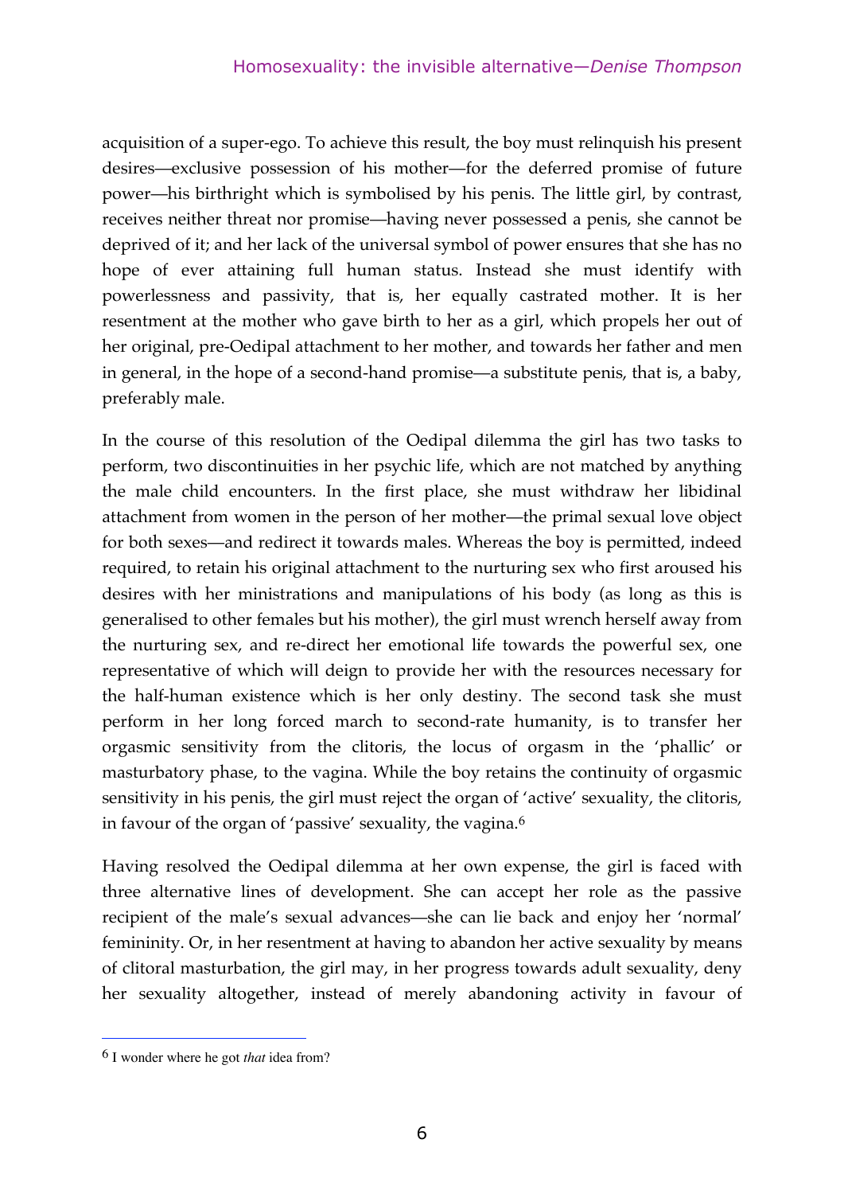acquisition of a super-ego. To achieve this result, the boy must relinquish his present desires—exclusive possession of his mother—for the deferred promise of future power—his birthright which is symbolised by his penis. The little girl, by contrast, receives neither threat nor promise—having never possessed a penis, she cannot be deprived of it; and her lack of the universal symbol of power ensures that she has no hope of ever attaining full human status. Instead she must identify with powerlessness and passivity, that is, her equally castrated mother. It is her resentment at the mother who gave birth to her as a girl, which propels her out of her original, pre-Oedipal attachment to her mother, and towards her father and men in general, in the hope of a second-hand promise—a substitute penis, that is, a baby, preferably male.

In the course of this resolution of the Oedipal dilemma the girl has two tasks to perform, two discontinuities in her psychic life, which are not matched by anything the male child encounters. In the first place, she must withdraw her libidinal attachment from women in the person of her mother—the primal sexual love object for both sexes—and redirect it towards males. Whereas the boy is permitted, indeed required, to retain his original attachment to the nurturing sex who first aroused his desires with her ministrations and manipulations of his body (as long as this is generalised to other females but his mother), the girl must wrench herself away from the nurturing sex, and re-direct her emotional life towards the powerful sex, one representative of which will deign to provide her with the resources necessary for the half-human existence which is her only destiny. The second task she must perform in her long forced march to second-rate humanity, is to transfer her orgasmic sensitivity from the clitoris, the locus of orgasm in the 'phallic' or masturbatory phase, to the vagina. While the boy retains the continuity of orgasmic sensitivity in his penis, the girl must reject the organ of 'active' sexuality, the clitoris, in favour of the organ of 'passive' sexuality, the vagina.[6]

Having resolved the Oedipal dilemma at her own expense, the girl is faced with three alternative lines of development. She can accept her role as the passive recipient of the male's sexual advances—she can lie back and enjoy her 'normal' femininity. Or, in her resentment at having to abandon her active sexuality by means of clitoral masturbation, the girl may, in her progress towards adult sexuality, deny her sexuality altogether, instead of merely abandoning activity in favour of

[6] I wonder where he got *that* idea from?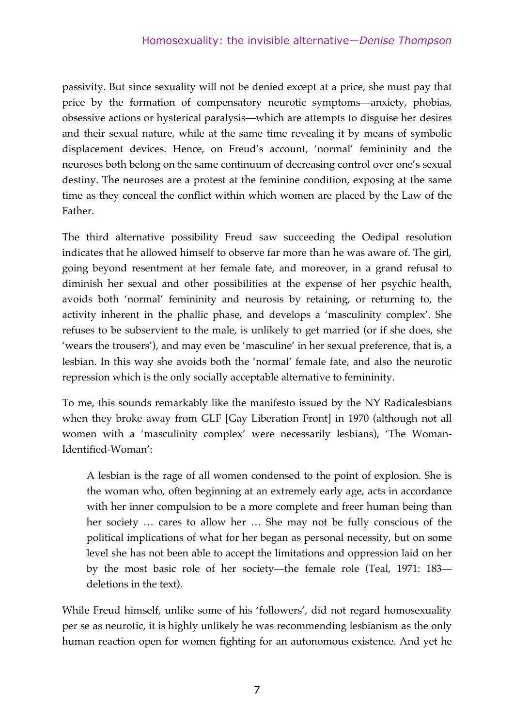passivity. But since sexuality will not be denied except at a price, she must pay that price by the formation of compensatory neurotic symptoms—anxiety, phobias, obsessive actions or hysterical paralysis—which are attempts to disguise her desires and their sexual nature, while at the same time revealing it by means of symbolic displacement devices. Hence, on Freud's account, 'normal' femininity and the neuroses both belong on the same continuum of decreasing control over one's sexual destiny. The neuroses are a protest at the feminine condition, exposing at the same time as they conceal the conflict within which women are placed by the Law of the Father.

The third alternative possibility Freud saw succeeding the Oedipal resolution indicates that he allowed himself to observe far more than he was aware of. The girl, going beyond resentment at her female fate, and moreover, in a grand refusal to diminish her sexual and other possibilities at the expense of her psychic health, avoids both 'normal' femininity and neurosis by retaining, or returning to, the activity inherent in the phallic phase, and develops a 'masculinity complex'. She refuses to be subservient to the male, is unlikely to get married (or if she does, she 'wears the trousers'), and may even be 'masculine' in her sexual preference, that is, a lesbian. In this way she avoids both the 'normal' female fate, and also the neurotic repression which is the only socially acceptable alternative to femininity.

To me, this sounds remarkably like the manifesto issued by the NY Radicalesbians when they broke away from GLF [Gay Liberation Front] in 1970 (although not all women with a 'masculinity complex' were necessarily lesbians), 'The Woman-Identified-Woman':

> A lesbian is the rage of all women condensed to the point of explosion. She is the woman who, often beginning at an extremely early age, acts in accordance with her inner compulsion to be a more complete and freer human being than her society … cares to allow her … She may not be fully conscious of the political implications of what for her began as personal necessity, but on some level she has not been able to accept the limitations and oppression laid on her by the most basic role of her society—the female role (Teal, 1971: 183—deletions in the text).

While Freud himself, unlike some of his 'followers', did not regard homosexuality per se as neurotic, it is highly unlikely he was recommending lesbianism as the only human reaction open for women fighting for an autonomous existence. And yet he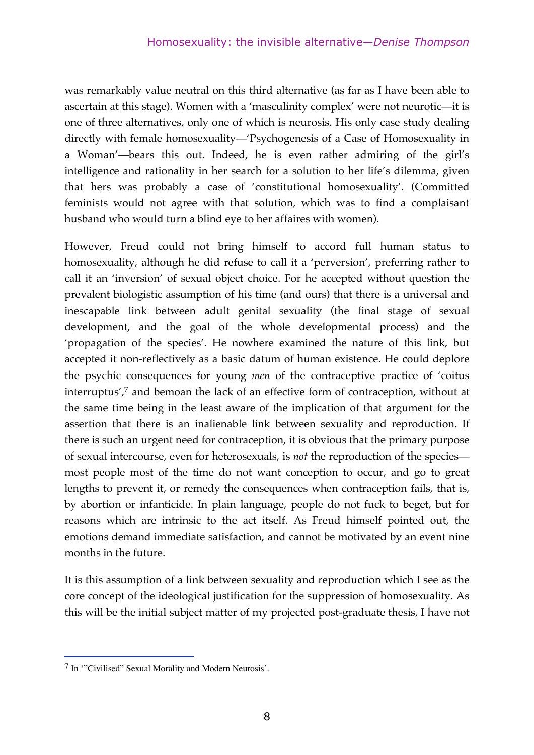was remarkably value neutral on this third alternative (as far as I have been able to ascertain at this stage). Women with a 'masculinity complex' were not neurotic—it is one of three alternatives, only one of which is neurosis. His only case study dealing directly with female homosexuality—'Psychogenesis of a Case of Homosexuality in a Woman'—bears this out. Indeed, he is even rather admiring of the girl's intelligence and rationality in her search for a solution to her life's dilemma, given that hers was probably a case of 'constitutional homosexuality'. (Committed feminists would not agree with that solution, which was to find a complaisant husband who would turn a blind eye to her affaires with women).

However, Freud could not bring himself to accord full human status to homosexuality, although he did refuse to call it a 'perversion', preferring rather to call it an 'inversion' of sexual object choice. For he accepted without question the prevalent biologistic assumption of his time (and ours) that there is a universal and inescapable link between adult genital sexuality (the final stage of sexual development, and the goal of the whole developmental process) and the 'propagation of the species'. He nowhere examined the nature of this link, but accepted it non-reflectively as a basic datum of human existence. He could deplore the psychic consequences for young *men* of the contraceptive practice of 'coitus interruptus',[7] and bemoan the lack of an effective form of contraception, without at the same time being in the least aware of the implication of that argument for the assertion that there is an inalienable link between sexuality and reproduction. If there is such an urgent need for contraception, it is obvious that the primary purpose of sexual intercourse, even for heterosexuals, is *not* the reproduction of the species—most people most of the time do not want conception to occur, and go to great lengths to prevent it, or remedy the consequences when contraception fails, that is, by abortion or infanticide. In plain language, people do not fuck to beget, but for reasons which are intrinsic to the act itself. As Freud himself pointed out, the emotions demand immediate satisfaction, and cannot be motivated by an event nine months in the future.

It is this assumption of a link between sexuality and reproduction which I see as the core concept of the ideological justification for the suppression of homosexuality. As this will be the initial subject matter of my projected post-graduate thesis, I have not

---

[7] In '"Civilised" Sexual Morality and Modern Neurosis'.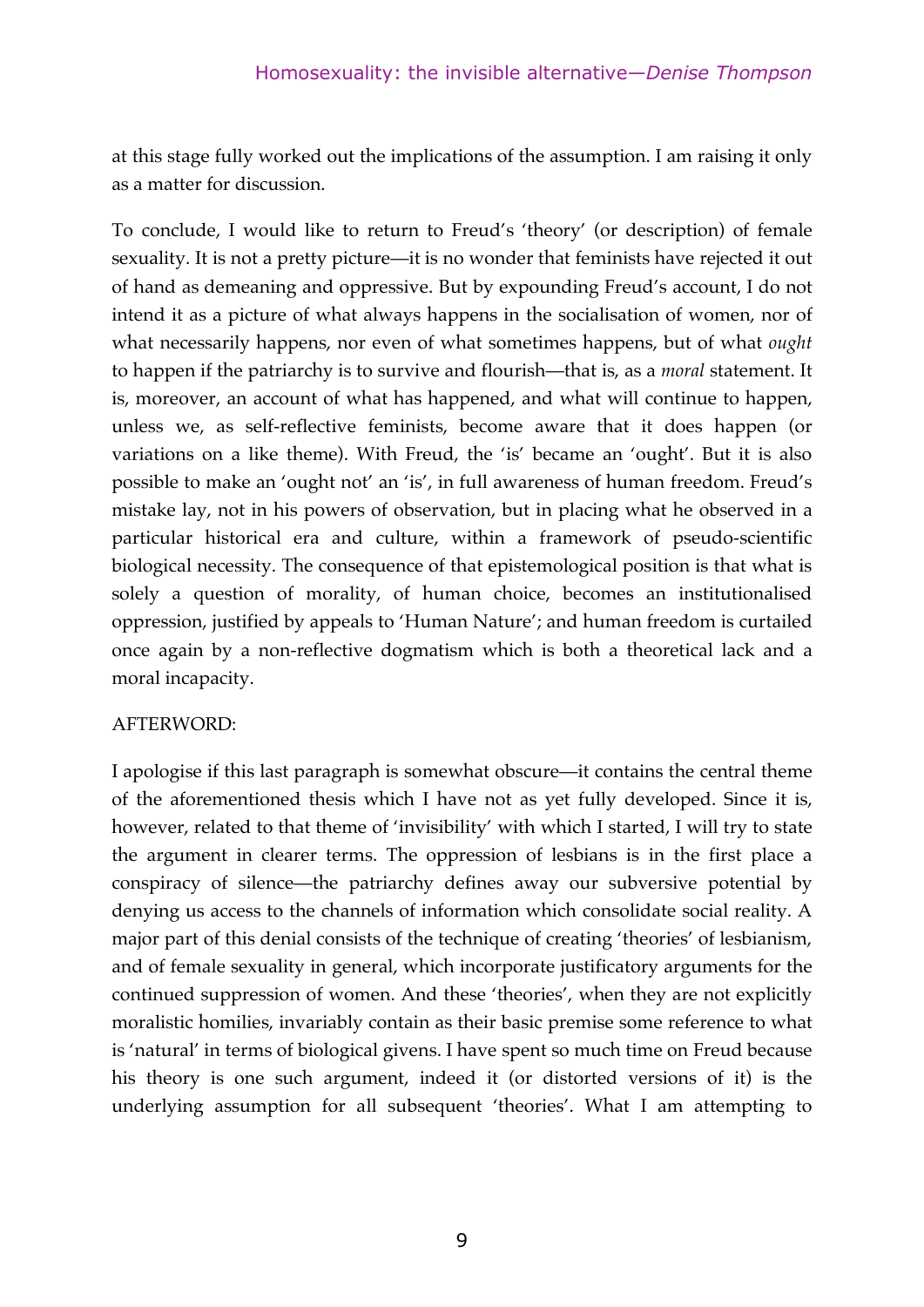at this stage fully worked out the implications of the assumption. I am raising it only as a matter for discussion.

To conclude, I would like to return to Freud's 'theory' (or description) of female sexuality. It is not a pretty picture—it is no wonder that feminists have rejected it out of hand as demeaning and oppressive. But by expounding Freud's account, I do not intend it as a picture of what always happens in the socialisation of women, nor of what necessarily happens, nor even of what sometimes happens, but of what *ought* to happen if the patriarchy is to survive and flourish—that is, as a *moral* statement. It is, moreover, an account of what has happened, and what will continue to happen, unless we, as self-reflective feminists, become aware that it does happen (or variations on a like theme). With Freud, the 'is' became an 'ought'. But it is also possible to make an 'ought not' an 'is', in full awareness of human freedom. Freud's mistake lay, not in his powers of observation, but in placing what he observed in a particular historical era and culture, within a framework of pseudo-scientific biological necessity. The consequence of that epistemological position is that what is solely a question of morality, of human choice, becomes an institutionalised oppression, justified by appeals to 'Human Nature'; and human freedom is curtailed once again by a non-reflective dogmatism which is both a theoretical lack and a moral incapacity.

AFTERWORD:

I apologise if this last paragraph is somewhat obscure—it contains the central theme of the aforementioned thesis which I have not as yet fully developed. Since it is, however, related to that theme of 'invisibility' with which I started, I will try to state the argument in clearer terms. The oppression of lesbians is in the first place a conspiracy of silence—the patriarchy defines away our subversive potential by denying us access to the channels of information which consolidate social reality. A major part of this denial consists of the technique of creating 'theories' of lesbianism, and of female sexuality in general, which incorporate justificatory arguments for the continued suppression of women. And these 'theories', when they are not explicitly moralistic homilies, invariably contain as their basic premise some reference to what is 'natural' in terms of biological givens. I have spent so much time on Freud because his theory is one such argument, indeed it (or distorted versions of it) is the underlying assumption for all subsequent 'theories'. What I am attempting to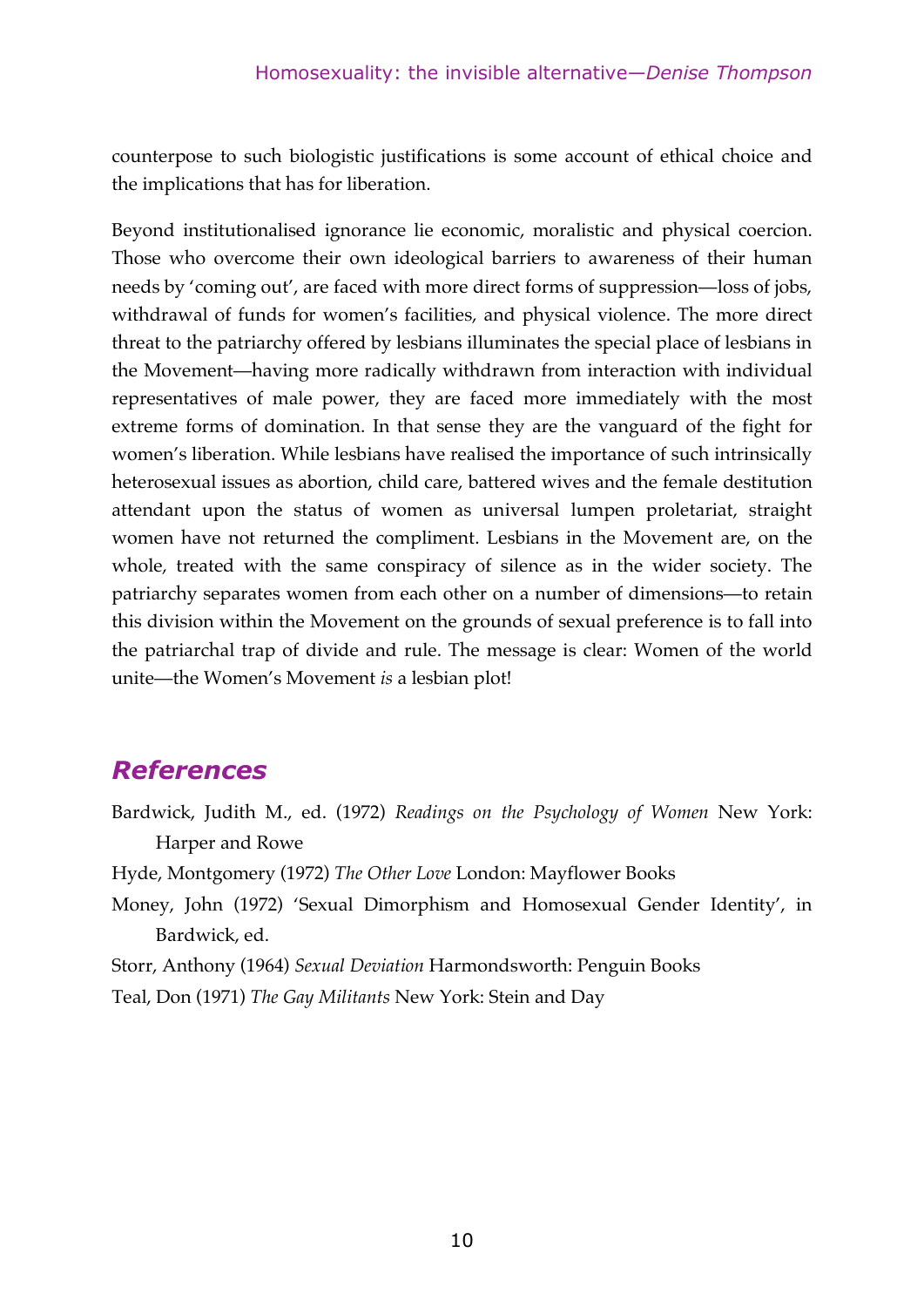counterpose to such biologistic justifications is some account of ethical choice and the implications that has for liberation.

Beyond institutionalised ignorance lie economic, moralistic and physical coercion. Those who overcome their own ideological barriers to awareness of their human needs by 'coming out', are faced with more direct forms of suppression—loss of jobs, withdrawal of funds for women's facilities, and physical violence. The more direct threat to the patriarchy offered by lesbians illuminates the special place of lesbians in the Movement—having more radically withdrawn from interaction with individual representatives of male power, they are faced more immediately with the most extreme forms of domination. In that sense they are the vanguard of the fight for women's liberation. While lesbians have realised the importance of such intrinsically heterosexual issues as abortion, child care, battered wives and the female destitution attendant upon the status of women as universal lumpen proletariat, straight women have not returned the compliment. Lesbians in the Movement are, on the whole, treated with the same conspiracy of silence as in the wider society. The patriarchy separates women from each other on a number of dimensions—to retain this division within the Movement on the grounds of sexual preference is to fall into the patriarchal trap of divide and rule. The message is clear: Women of the world unite—the Women's Movement *is* a lesbian plot!

## *References*

Bardwick, Judith M., ed. (1972) *Readings on the Psychology of Women* New York: Harper and Rowe

Hyde, Montgomery (1972) *The Other Love* London: Mayflower Books

Money, John (1972) 'Sexual Dimorphism and Homosexual Gender Identity', in Bardwick, ed.

Storr, Anthony (1964) *Sexual Deviation* Harmondsworth: Penguin Books

Teal, Don (1971) *The Gay Militants* New York: Stein and Day